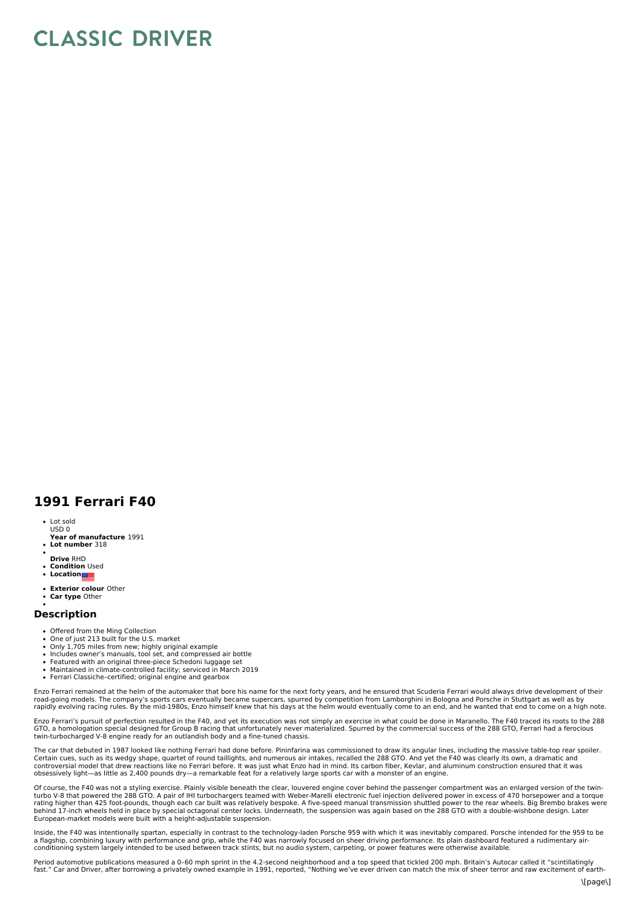# CLASSIC DRIVER

## 1991 Ferrari F40

- Lot sold
  USD 0
- **Year of manufacture** 1991
- **Lot number** 318
- 
- **Drive** RHD
- **Condition** Used
- **Location**
- **Exterior colour** Other
- **Car type** Other
- 

### Description

- Offered from the Ming Collection
- One of just 213 built for the U.S. market
- Only 1,705 miles from new; highly original example
- Includes owner's manuals, tool set, and compressed air bottle
- Featured with an original three-piece Schedoni luggage set
- Maintained in climate-controlled facility; serviced in March 2019
- Ferrari Classiche–certified; original engine and gearbox

Enzo Ferrari remained at the helm of the automaker that bore his name for the next forty years, and he ensured that Scuderia Ferrari would always drive development of their road-going models. The company's sports cars eventually became supercars, spurred by competition from Lamborghini in Bologna and Porsche in Stuttgart as well as by rapidly evolving racing rules. By the mid-1980s, Enzo himself knew that his days at the helm would eventually come to an end, and he wanted that end to come on a high note.

Enzo Ferrari's pursuit of perfection resulted in the F40, and yet its execution was not simply an exercise in what could be done in Maranello. The F40 traced its roots to the 288 GTO, a homologation special designed for Group B racing that unfortunately never materialized. Spurred by the commercial success of the 288 GTO, Ferrari had a ferocious twin-turbocharged V-8 engine ready for an outlandish body and a fine-tuned chassis.

The car that debuted in 1987 looked like nothing Ferrari had done before. Pininfarina was commissioned to draw its angular lines, including the massive table-top rear spoiler. Certain cues, such as its wedgy shape, quartet of round taillights, and numerous air intakes, recalled the 288 GTO. And yet the F40 was clearly its own, a dramatic and controversial model that drew reactions like no Ferrari before. It was just what Enzo had in mind. Its carbon fiber, Kevlar, and aluminum construction ensured that it was obsessively light—as little as 2,400 pounds dry—a remarkable feat for a relatively large sports car with a monster of an engine.

Of course, the F40 was not a styling exercise. Plainly visible beneath the clear, louvered engine cover behind the passenger compartment was an enlarged version of the twin-turbo V-8 that powered the 288 GTO. A pair of IHI turbochargers teamed with Weber-Marelli electronic fuel injection delivered power in excess of 470 horsepower and a torque rating higher than 425 foot-pounds, though each car built was relatively bespoke. A five-speed manual transmission shuttled power to the rear wheels. Big Brembo brakes were behind 17-inch wheels held in place by special octagonal center locks. Underneath, the suspension was again based on the 288 GTO with a double-wishbone design. Later European-market models were built with a height-adjustable suspension.

Inside, the F40 was intentionally spartan, especially in contrast to the technology-laden Porsche 959 with which it was inevitably compared. Porsche intended for the 959 to be a flagship, combining luxury with performance and grip, while the F40 was narrowly focused on sheer driving performance. Its plain dashboard featured a rudimentary air-conditioning system largely intended to be used between track stints, but no audio system, carpeting, or power features were otherwise available.

Period automotive publications measured a 0–60 mph sprint in the 4.2-second neighborhood and a top speed that tickled 200 mph. Britain's Autocar called it "scintillatingly fast." Car and Driver, after borrowing a privately owned example in 1991, reported, "Nothing we've ever driven can match the mix of sheer terror and raw excitement of earth-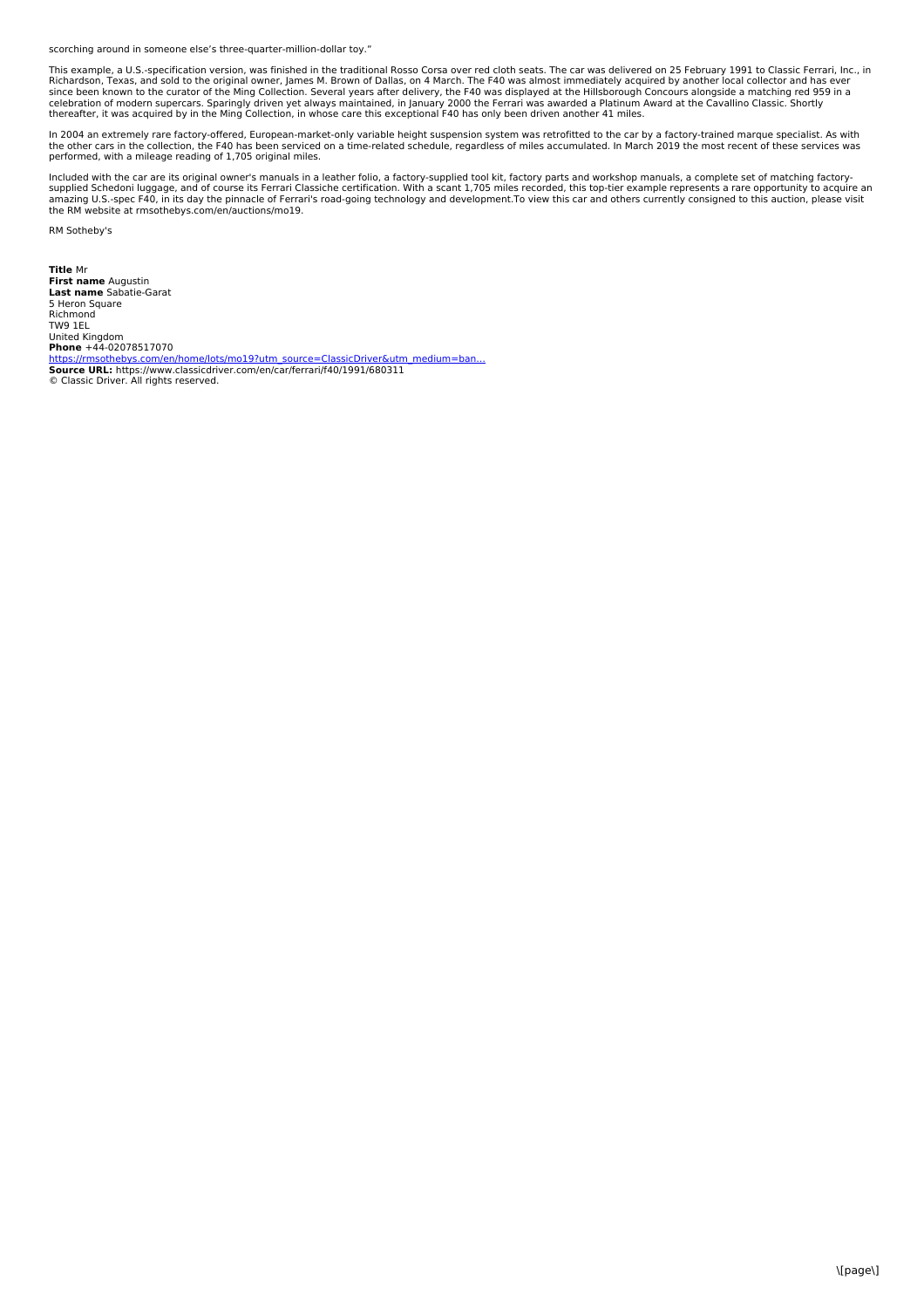scorching around in someone else's three-quarter-million-dollar toy."

This example, a U.S.-specification version, was finished in the traditional Rosso Corsa over red cloth seats. The car was delivered on 25 February 1991 to Classic Ferrari, Inc., in Richardson, Texas, and sold to the original owner, James M. Brown of Dallas, on 4 March. The F40 was almost immediately acquired by another local collector and has ever since been known to the curator of the Ming Collection. Several years after delivery, the F40 was displayed at the Hillsborough Concours alongside a matching red 959 in a celebration of modern supercars. Sparingly driven yet always maintained, in January 2000 the Ferrari was awarded a Platinum Award at the Cavallino Classic. Shortly thereafter, it was acquired by in the Ming Collection, in whose care this exceptional F40 has only been driven another 41 miles.

In 2004 an extremely rare factory-offered, European-market-only variable height suspension system was retrofitted to the car by a factory-trained marque specialist. As with the other cars in the collection, the F40 has been serviced on a time-related schedule, regardless of miles accumulated. In March 2019 the most recent of these services was performed, with a mileage reading of 1,705 original miles.

Included with the car are its original owner's manuals in a leather folio, a factory-supplied tool kit, factory parts and workshop manuals, a complete set of matching factory-supplied Schedoni luggage, and of course its Ferrari Classiche certification. With a scant 1,705 miles recorded, this top-tier example represents a rare opportunity to acquire an amazing U.S.-spec F40, in its day the pinnacle of Ferrari's road-going technology and development.To view this car and others currently consigned to this auction, please visit the RM website at rmsothebys.com/en/auctions/mo19.

RM Sotheby's

**Title** Mr
**First name** Augustin
**Last name** Sabatie-Garat
5 Heron Square
Richmond
TW9 1EL
United Kingdom
**Phone** +44-02078517070
https://rmsothebys.com/en/home/lots/mo19?utm_source=ClassicDriver&utm_medium=ban...
**Source URL:** https://www.classicdriver.com/en/car/ferrari/f40/1991/680311
© Classic Driver. All rights reserved.